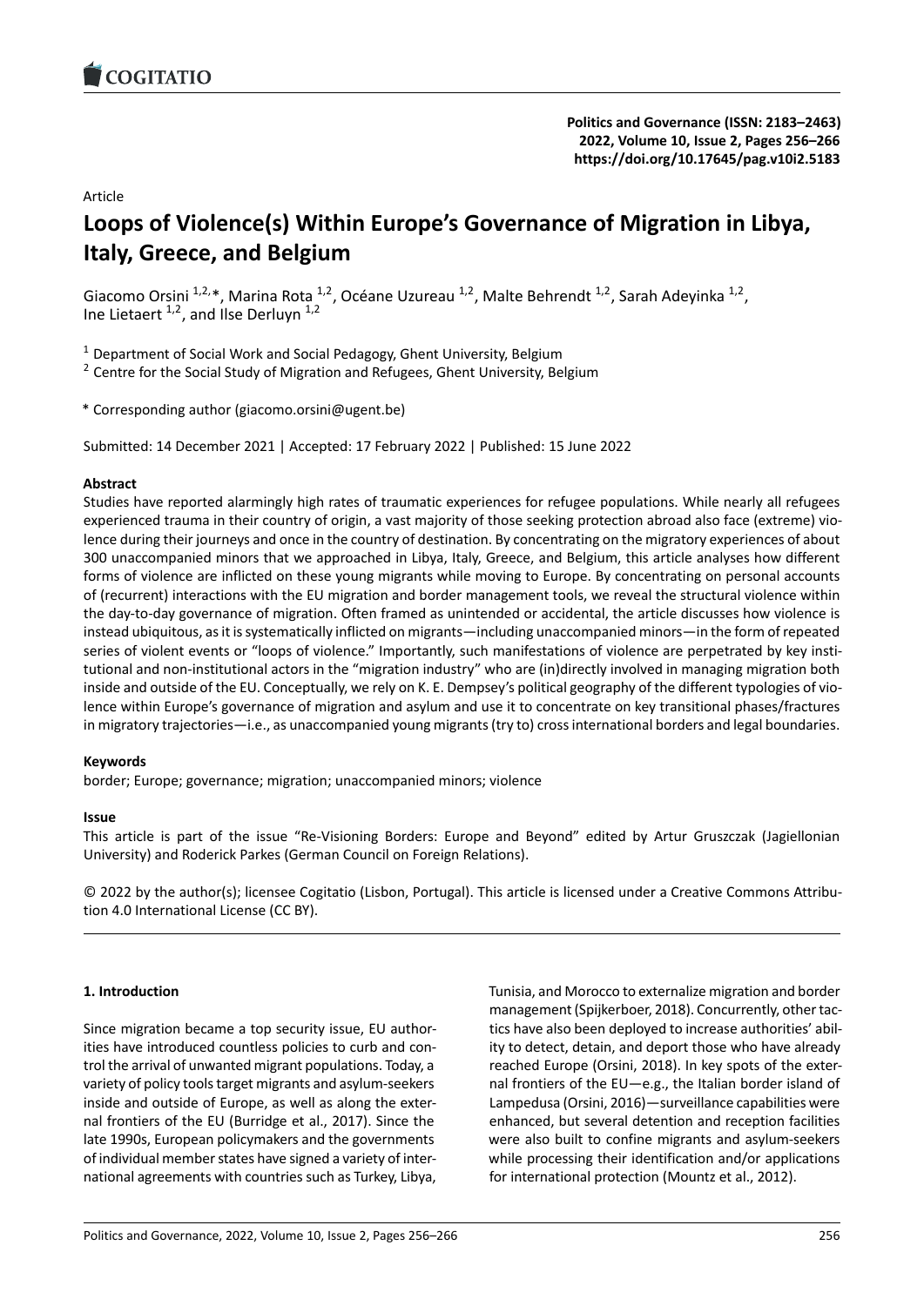Article

# Loops of Violence(s) Within Europe's Governance of Migration in Libya, Italy, Greece, and Belgium

Giacomo Orsini [1,2,*], Marina Rota [1,2], Océane Uzureau [1,2], Malte Behrendt [1,2], Sarah Adeyinka [1,2], Ine Lietaert [1,2], and Ilse Derluyn [1,2]

[1] Department of Social Work and Social Pedagogy, Ghent University, Belgium
[2] Centre for the Social Study of Migration and Refugees, Ghent University, Belgium

* Corresponding author (giacomo.orsini@ugent.be)

Submitted: 14 December 2021 | Accepted: 17 February 2022 | Published: 15 June 2022

**Abstract**

Studies have reported alarmingly high rates of traumatic experiences for refugee populations. While nearly all refugees experienced trauma in their country of origin, a vast majority of those seeking protection abroad also face (extreme) violence during their journeys and once in the country of destination. By concentrating on the migratory experiences of about 300 unaccompanied minors that we approached in Libya, Italy, Greece, and Belgium, this article analyses how different forms of violence are inflicted on these young migrants while moving to Europe. By concentrating on personal accounts of (recurrent) interactions with the EU migration and border management tools, we reveal the structural violence within the day-to-day governance of migration. Often framed as unintended or accidental, the article discusses how violence is instead ubiquitous, as it is systematically inflicted on migrants—including unaccompanied minors—in the form of repeated series of violent events or "loops of violence." Importantly, such manifestations of violence are perpetrated by key institutional and non-institutional actors in the "migration industry" who are (in)directly involved in managing migration both inside and outside of the EU. Conceptually, we rely on K. E. Dempsey's political geography of the different typologies of violence within Europe's governance of migration and asylum and use it to concentrate on key transitional phases/fractures in migratory trajectories—i.e., as unaccompanied young migrants (try to) cross international borders and legal boundaries.

**Keywords**

border; Europe; governance; migration; unaccompanied minors; violence

**Issue**

This article is part of the issue "Re-Visioning Borders: Europe and Beyond" edited by Artur Gruszczak (Jagiellonian University) and Roderick Parkes (German Council on Foreign Relations).

© 2022 by the author(s); licensee Cogitatio (Lisbon, Portugal). This article is licensed under a Creative Commons Attribution 4.0 International License (CC BY).

## 1. Introduction

Since migration became a top security issue, EU authorities have introduced countless policies to curb and control the arrival of unwanted migrant populations. Today, a variety of policy tools target migrants and asylum-seekers inside and outside of the external frontiers of the EU (Burridge et al., 2017). Since the late 1990s, European policymakers and the governments of individual member states have signed a variety of international agreements with countries such as Turkey, Libya, Tunisia, and Morocco to externalize migration and border management (Spijkerboer, 2018). Concurrently, other tactics have also been deployed to increase authorities' ability to detect, detain, and deport those who have already reached Europe (Orsini, 2018). In key spots of the external frontiers of the EU—e.g., the Italian border island of Lampedusa (Orsini, 2016)—surveillance capabilities were enhanced, but several detention and reception facilities were also built to confine migrants and asylum-seekers while processing their identification and/or applications for international protection (Mountz et al., 2012).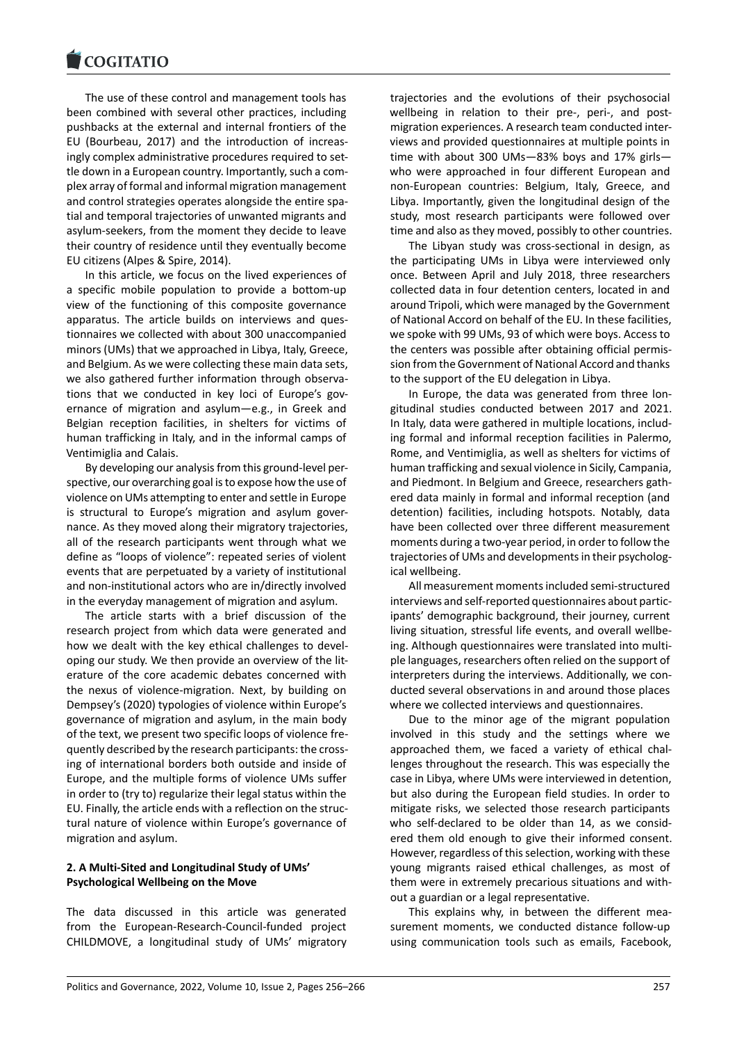The use of these control and management tools has been combined with several other practices, including pushbacks at the external and internal frontiers of the EU (Bourbeau, 2017) and the introduction of increasingly complex administrative procedures required to settle down in a European country. Importantly, such a complex array of formal and informal migration management and control strategies operates alongside the entire spatial and temporal trajectories of unwanted migrants and asylum-seekers, from the moment they decide to leave their country of residence until they eventually become EU citizens (Alpes & Spire, 2014).

In this article, we focus on the lived experiences of a specific mobile population to provide a bottom-up view of the functioning of this composite governance apparatus. The article builds on interviews and questionnaires we collected with about 300 unaccompanied minors (UMs) that we approached in Libya, Italy, Greece, and Belgium. As we were collecting these main data sets, we also gathered further information through observations that we conducted in key loci of Europe's governance of migration and asylum—e.g., in Greek and Belgian reception facilities, in shelters for victims of human trafficking in Italy, and in the informal camps of Ventimiglia and Calais.

By developing our analysis from this ground-level perspective, our overarching goal is to expose how the use of violence on UMs attempting to enter and settle in Europe is structural to Europe's migration and asylum governance. As they moved along their migratory trajectories, all of the research participants went through what we define as "loops of violence": repeated series of violent events that are perpetuated by a variety of institutional and non-institutional actors who are in/directly involved in the everyday management of migration and asylum.

The article starts with a brief discussion of the research project from which data were generated and how we dealt with the key ethical challenges to developing our study. We then provide an overview of the literature of the core academic debates concerned with the nexus of violence-migration. Next, by building on Dempsey's (2020) typologies of violence within Europe's governance of migration and asylum, in the main body of the text, we present two specific loops of violence frequently described by the research participants: the crossing of international borders both outside and inside of Europe, and the multiple forms of violence UMs suffer in order to (try to) regularize their legal status within the EU. Finally, the article ends with a reflection on the structural nature of violence within Europe's governance of migration and asylum.

## 2. A Multi-Sited and Longitudinal Study of UMs' Psychological Wellbeing on the Move

The data discussed in this article was generated from the European-Research-Council-funded project CHILDMOVE, a longitudinal study of UMs' migratory trajectories and the evolutions of their psychosocial wellbeing in relation to their pre-, peri-, and post-migration experiences. A research team conducted interviews and provided questionnaires at multiple points in time with about 300 UMs—83% boys and 17% girls—who were approached in four different European and non-European countries: Belgium, Italy, Greece, and Libya. Importantly, given the longitudinal design of the study, most research participants were followed over time and also as they moved, possibly to other countries.

The Libyan study was cross-sectional in design, as the participating UMs in Libya were interviewed only once. Between April and July 2018, three researchers collected data in four detention centers, located in and around Tripoli, which were managed by the Government of National Accord on behalf of the EU. In these facilities, we spoke with 99 UMs, 93 of which were boys. Access to the centers was possible after obtaining official permission from the Government of National Accord and thanks to the support of the EU delegation in Libya.

In Europe, the data was generated from three longitudinal studies conducted between 2017 and 2021. In Italy, data were gathered in multiple locations, including formal and informal reception facilities in Palermo, Rome, and Ventimiglia, as well as shelters for victims of human trafficking and sexual violence in Sicily, Campania, and Piedmont. In Belgium and Greece, researchers gathered data mainly in formal and informal reception (and detention) facilities, including hotspots. Notably, data have been collected over three different measurement moments during a two-year period, in order to follow the trajectories of UMs and developments in their psychological wellbeing.

All measurement moments included semi-structured interviews and self-reported questionnaires about participants' demographic background, their journey, current living situation, stressful life events, and overall wellbeing. Although questionnaires were translated into multiple languages, researchers often relied on the support of interpreters during the interviews. Additionally, we conducted several observations in and around those places where we collected interviews and questionnaires.

Due to the minor age of the migrant population involved in this study and the settings where we approached them, we faced a variety of ethical challenges throughout the research. This was especially the case in Libya, where UMs were interviewed in detention, but also during the European field studies. In order to mitigate risks, we selected those research participants who self-declared to be older than 14, as we considered them old enough to give their informed consent. However, regardless of this selection, working with these young migrants raised ethical challenges, as most of them were in extremely precarious situations and without a guardian or a legal representative.

This explains why, in between the different measurement moments, we conducted distance follow-up using communication tools such as emails, Facebook,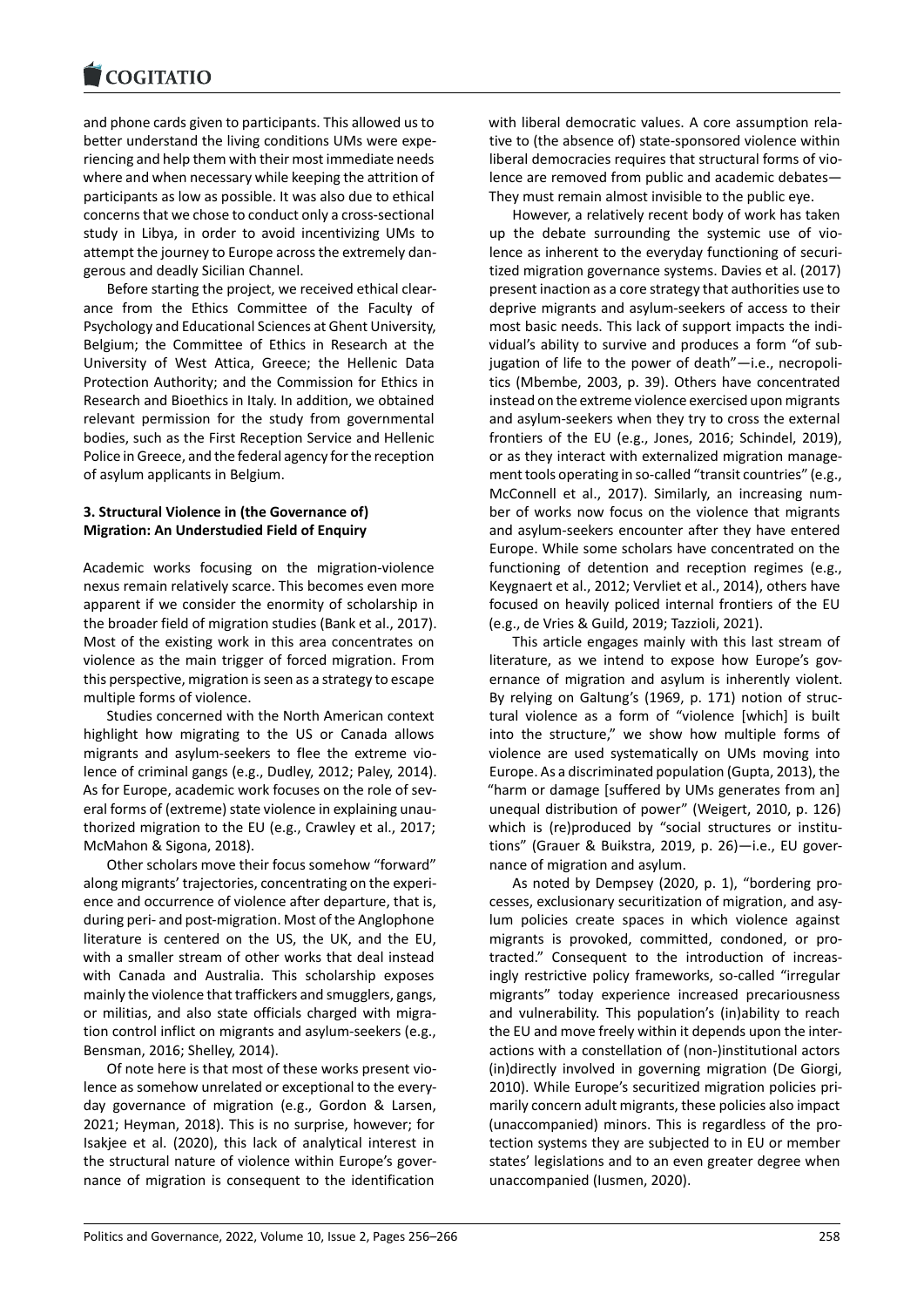and phone cards given to participants. This allowed us to better understand the living conditions UMs were experiencing and help them with their most immediate needs where and when necessary while keeping the attrition of participants as low as possible. It was also due to ethical concerns that we chose to conduct only a cross-sectional study in Libya, in order to avoid incentivizing UMs to attempt the journey to Europe across the extremely dangerous and deadly Sicilian Channel.

Before starting the project, we received ethical clearance from the Ethics Committee of the Faculty of Psychology and Educational Sciences at Ghent University, Belgium; the Committee of Ethics in Research at the University of West Attica, Greece; the Hellenic Data Protection Authority; and the Commission for Ethics in Research and Bioethics in Italy. In addition, we obtained relevant permission for the study from governmental bodies, such as the First Reception Service and Hellenic Police in Greece, and the federal agency for the reception of asylum applicants in Belgium.

## 3. Structural Violence in (the Governance of) Migration: An Understudied Field of Enquiry

Academic works focusing on the migration-violence nexus remain relatively scarce. This becomes even more apparent if we consider the enormity of scholarship in the broader field of migration studies (Bank et al., 2017). Most of the existing work in this area concentrates on violence as the main trigger of forced migration. From this perspective, migration is seen as a strategy to escape multiple forms of violence.

Studies concerned with the North American context highlight how migrating to the US or Canada allows migrants and asylum-seekers to flee the extreme violence of criminal gangs (e.g., Dudley, 2012; Paley, 2014). As for Europe, academic work focuses on the role of several forms of (extreme) state violence in explaining unauthorized migration to the EU (e.g., Crawley et al., 2017; McMahon & Sigona, 2018).

Other scholars move their focus somehow "forward" along migrants' trajectories, concentrating on the experience and occurrence of violence after departure, that is, during peri- and post-migration. Most of the Anglophone literature is centered on the US, the UK, and the EU, with a smaller stream of other works that deal instead with Canada and Australia. This scholarship exposes mainly the violence that traffickers and smugglers, gangs, or militias, and also state officials charged with migration control inflict on migrants and asylum-seekers (e.g., Bensman, 2016; Shelley, 2014).

Of note here is that most of these works present violence as somehow unrelated or exceptional to the everyday governance of migration (e.g., Gordon & Larsen, 2021; Heyman, 2018). This is no surprise, however; for Isakjee et al. (2020), this lack of analytical interest in the structural nature of violence within Europe's governance of migration is consequent to the identification with liberal democratic values. A core assumption relative to (the absence of) state-sponsored violence within liberal democracies requires that structural forms of violence are removed from public and academic debates—They must remain almost invisible to the public eye.

However, a relatively recent body of work has taken up the debate surrounding the systemic use of violence as inherent to the everyday functioning of securitized migration governance systems. Davies et al. (2017) present inaction as a core strategy that authorities use to deprive migrants and asylum-seekers of access to their most basic needs. This lack of support impacts the individual's ability to survive and produces a form "of subjugation of life to the power of death"—i.e., necropolitics (Mbembe, 2003, p. 39). Others have concentrated instead on the extreme violence exercised upon migrants and asylum-seekers when they try to cross the external frontiers of the EU (e.g., Jones, 2016; Schindel, 2019), or as they interact with externalized migration management tools operating in so-called "transit countries" (e.g., McConnell et al., 2017). Similarly, an increasing number of works now focus on the violence that migrants and asylum-seekers encounter after they have entered Europe. While some scholars have concentrated on the functioning of detention and reception regimes (e.g., Keygnaert et al., 2012; Vervliet et al., 2014), others have focused on heavily policed internal frontiers of the EU (e.g., de Vries & Guild, 2019; Tazzioli, 2021).

This article engages mainly with this last stream of literature, as we intend to expose how Europe's governance of migration and asylum is inherently violent. By relying on Galtung's (1969, p. 171) notion of structural violence as a form of "violence [which] is built into the structure," we show how multiple forms of violence are used systematically on UMs moving into Europe. As a discriminated population (Gupta, 2013), the "harm or damage [suffered by UMs generates from an] unequal distribution of power" (Weigert, 2010, p. 126) which is (re)produced by "social structures or institutions" (Grauer & Buikstra, 2019, p. 26)—i.e., EU governance of migration and asylum.

As noted by Dempsey (2020, p. 1), "bordering processes, exclusionary securitization of migration, and asylum policies create spaces in which violence against migrants is provoked, committed, condoned, or protracted." Consequent to the introduction of increasingly restrictive policy frameworks, so-called "irregular migrants" today experience increased precariousness and vulnerability. This population's (in)ability to reach the EU and move freely within it depends upon the interactions with a constellation of (non-)institutional actors (in)directly involved in governing migration (De Giorgi, 2010). While Europe's securitized migration policies primarily concern adult migrants, these policies also impact (unaccompanied) minors. This is regardless of the protection systems they are subjected to in EU or member states' legislations and to an even greater degree when unaccompanied (Iusmen, 2020).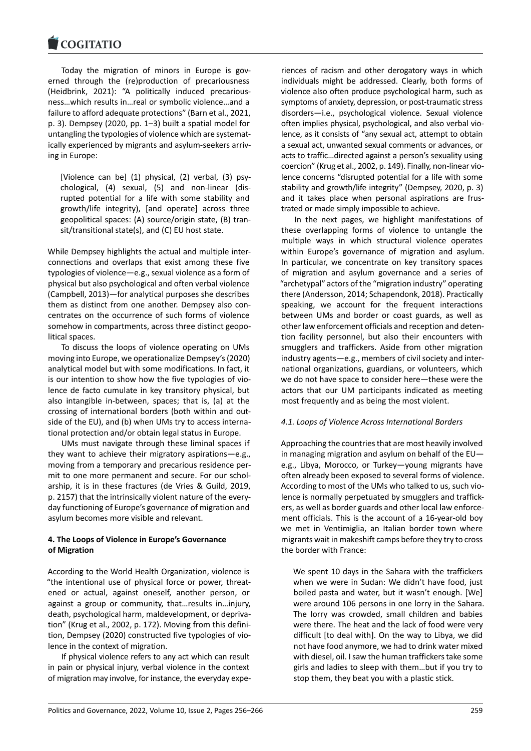Today the migration of minors in Europe is governed through the (re)production of precariousness (Heidbrink, 2021): "A politically induced precariousness…which results in…real or symbolic violence…and a failure to afford adequate protections" (Barn et al., 2021, p. 3). Dempsey (2020, pp. 1–3) built a spatial model for untangling the typologies of violence which are systematically experienced by migrants and asylum-seekers arriving in Europe:

> [Violence can be] (1) physical, (2) verbal, (3) psychological, (4) sexual, (5) and non-linear (disrupted potential for a life with some stability and growth/life integrity), [and operate] across three geopolitical spaces: (A) source/origin state, (B) transit/transitional state(s), and (C) EU host state.

While Dempsey highlights the actual and multiple interconnections and overlaps that exist among these five typologies of violence—e.g., sexual violence as a form of physical but also psychological and often verbal violence (Campbell, 2013)—for analytical purposes she describes them as distinct from one another. Dempsey also concentrates on the occurrence of such forms of violence somehow in compartments, across three distinct geopolitical spaces.

To discuss the loops of violence operating on UMs moving into Europe, we operationalize Dempsey's (2020) analytical model but with some modifications. In fact, it is our intention to show how the five typologies of violence de facto cumulate in key transitory physical, but also intangible in-between, spaces; that is, (a) at the crossing of international borders (both within and outside of the EU), and (b) when UMs try to access international protection and/or obtain legal status in Europe.

UMs must navigate through these liminal spaces if they want to achieve their migratory aspirations—e.g., moving from a temporary and precarious residence permit to one more permanent and secure. For our scholarship, it is in these fractures (de Vries & Guild, 2019, p. 2157) that the intrinsically violent nature of the everyday functioning of Europe's governance of migration and asylum becomes more visible and relevant.

## 4. The Loops of Violence in Europe's Governance of Migration

According to the World Health Organization, violence is "the intentional use of physical force or power, threatened or actual, against oneself, another person, or against a group or community, that…results in…injury, death, psychological harm, maldevelopment, or deprivation" (Krug et al., 2002, p. 172). Moving from this definition, Dempsey (2020) constructed five typologies of violence in the context of migration.

If physical violence refers to any act which can result in pain or physical injury, verbal violence in the context of migration may involve, for instance, the everyday experiences of racism and other derogatory ways in which individuals might be addressed. Clearly, both forms of violence also often produce psychological harm, such as symptoms of anxiety, depression, or post-traumatic stress disorders—i.e., psychological violence. Sexual violence often implies physical, psychological, and also verbal violence, as it consists of "any sexual act, attempt to obtain a sexual act, unwanted sexual comments or advances, or acts to traffic…directed against a person's sexuality using coercion" (Krug et al., 2002, p. 149). Finally, non-linear violence concerns "disrupted potential for a life with some stability and growth/life integrity" (Dempsey, 2020, p. 3) and it takes place when personal aspirations are frustrated or made simply impossible to achieve.

In the next pages, we highlight manifestations of these overlapping forms of violence to untangle the multiple ways in which structural violence operates within Europe's governance of migration and asylum. In particular, we concentrate on key transitory spaces of migration and asylum governance and a series of "archetypal" actors of the "migration industry" operating there (Andersson, 2014; Schapendonk, 2018). Practically speaking, we account for the frequent interactions between UMs and border or coast guards, as well as other law enforcement officials and reception and detention facility personnel, but also their encounters with smugglers and traffickers. Aside from other migration industry agents—e.g., members of civil society and international organizations, guardians, or volunteers, which we do not have space to consider here—these were the actors that our UM participants indicated as meeting most frequently and as being the most violent.

### *4.1. Loops of Violence Across International Borders*

Approaching the countries that are most heavily involved in managing migration and asylum on behalf of the EU—e.g., Libya, Morocco, or Turkey—young migrants have often already been exposed to several forms of violence. According to most of the UMs who talked to us, such violence is normally perpetuated by smugglers and traffickers, as well as border guards and other local law enforcement officials. This is the account of a 16-year-old boy we met in Ventimiglia, an Italian border town where migrants wait in makeshift camps before they try to cross the border with France:

> We spent 10 days in the Sahara with the traffickers when we were in Sudan: We didn't have food, just boiled pasta and water, but it wasn't enough. [We] were around 106 persons in one lorry in the Sahara. The lorry was crowded, small children and babies were there. The heat and the lack of food were very difficult [to deal with]. On the way to Libya, we did not have food anymore, we had to drink water mixed with diesel, oil. I saw the human traffickers take some girls and ladies to sleep with them…but if you try to stop them, they beat you with a plastic stick.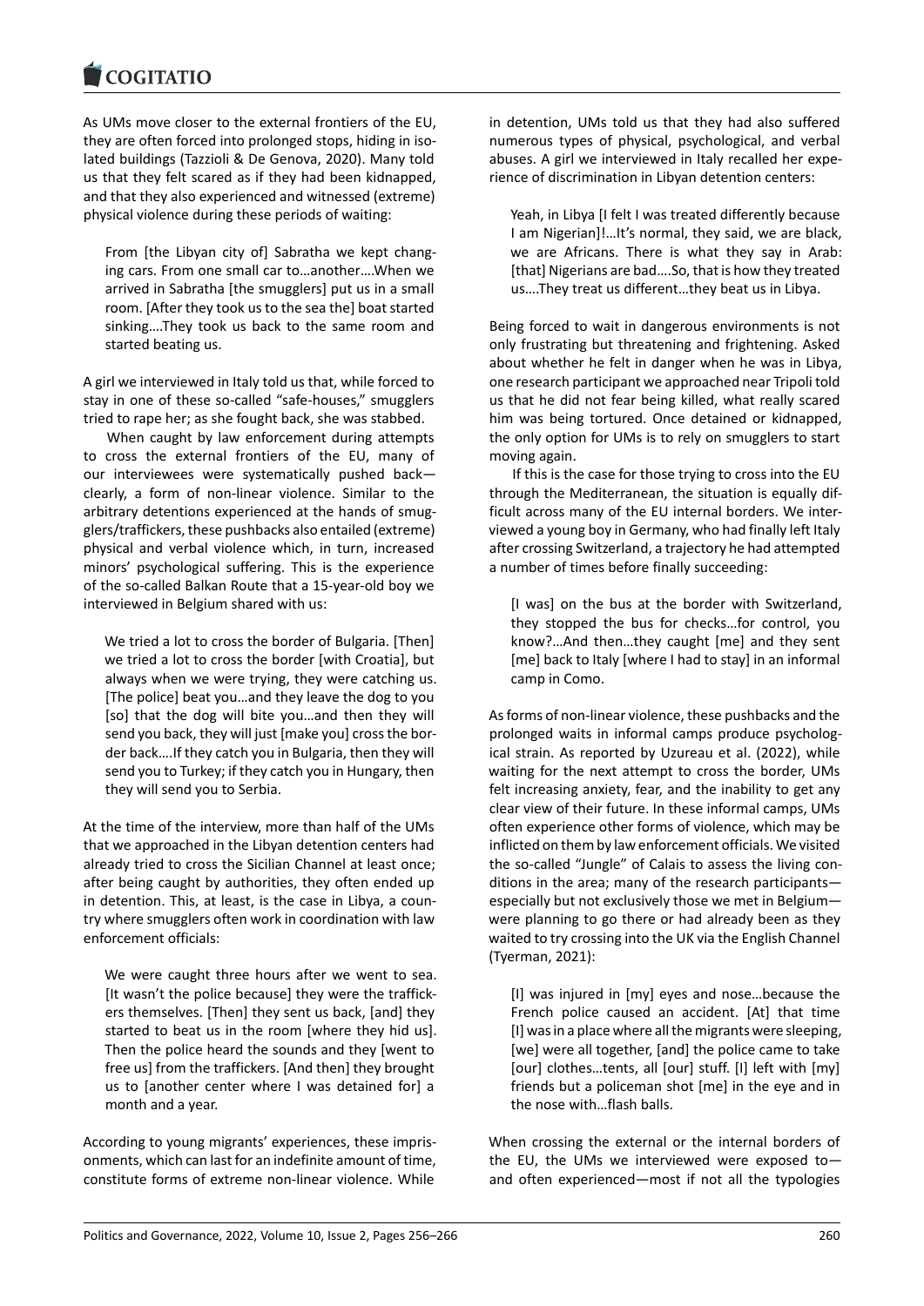As UMs move closer to the external frontiers of the EU, they are often forced into prolonged stops, hiding in isolated buildings (Tazzioli & De Genova, 2020). Many told us that they felt scared as if they had been kidnapped, and that they also experienced and witnessed (extreme) physical violence during these periods of waiting:

> From [the Libyan city of] Sabratha we kept changing cars. From one small car to…another….When we arrived in Sabratha [the smugglers] put us in a small room. [After they took us to the sea the] boat started sinking….They took us back to the same room and started beating us.

A girl we interviewed in Italy told us that, while forced to stay in one of these so-called "safe-houses," smugglers tried to rape her; as she fought back, she was stabbed.

When caught by law enforcement during attempts to cross the external frontiers of the EU, many of our interviewees were systematically pushed back—clearly, a form of non-linear violence. Similar to the arbitrary detentions experienced at the hands of smugglers/traffickers, these pushbacks also entailed (extreme) physical and verbal violence which, in turn, increased minors' psychological suffering. This is the experience of the so-called Balkan Route that a 15-year-old boy we interviewed in Belgium shared with us:

> We tried a lot to cross the border of Bulgaria. [Then] we tried a lot to cross the border [with Croatia], but always when we were trying, they were catching us. [The police] beat you…and they leave the dog to you [so] that the dog will bite you…and then they will send you back, they will just [make you] cross the border back….If they catch you in Bulgaria, then they will send you to Turkey; if they catch you in Hungary, then they will send you to Serbia.

At the time of the interview, more than half of the UMs that we approached in the Libyan detention centers had already tried to cross the Sicilian Channel at least once; after being caught by authorities, they often ended up in detention. This, at least, is the case in Libya, a country where smugglers often work in coordination with law enforcement officials:

> We were caught three hours after we went to sea. [It wasn't the police because] they were the traffickers themselves. [Then] they sent us back, [and] they started to beat us in the room [where they hid us]. Then the police heard the sounds and they [went to free us] from the traffickers. [And then] they brought us to [another center where I was detained for] a month and a year.

According to young migrants' experiences, these imprisonments, which can last for an indefinite amount of time, constitute forms of extreme non-linear violence. While in detention, UMs told us that they had also suffered numerous types of physical, psychological, and verbal abuses. A girl we interviewed in Italy recalled her experience of discrimination in Libyan detention centers:

> Yeah, in Libya [I felt I was treated differently because I am Nigerian]!…It's normal, they said, we are black, we are Africans. There is what they say in Arab: [that] Nigerians are bad….So, that is how they treated us….They treat us different…they beat us in Libya.

Being forced to wait in dangerous environments is not only frustrating but threatening and frightening. Asked about whether he felt in danger when he was in Libya, one research participant we approached near Tripoli told us that he did not fear being killed, what really scared him was being tortured. Once detained or kidnapped, the only option for UMs is to rely on smugglers to start moving again.

If this is the case for those trying to cross into the EU through the Mediterranean, the situation is equally difficult across many of the EU internal borders. We interviewed a young boy in Germany, who had finally left Italy after crossing Switzerland, a trajectory he had attempted a number of times before finally succeeding:

> [I was] on the bus at the border with Switzerland, they stopped the bus for checks…for control, you know?…And then…they caught [me] and they sent [me] back to Italy [where I had to stay] in an informal camp in Como.

As forms of non-linear violence, these pushbacks and the prolonged waits in informal camps produce psychological strain. As reported by Uzureau et al. (2022), while waiting for the next attempt to cross the border, UMs felt increasing anxiety, fear, and the inability to get any clear view of their future. In these informal camps, UMs often experience other forms of violence, which may be inflicted on them by law enforcement officials. We visited the so-called "Jungle" of Calais to assess the living conditions in the area; many of the research participants—especially but not exclusively those we met in Belgium—were planning to go there or had already been as they waited to try crossing into the UK via the English Channel (Tyerman, 2021):

> [I] was injured in [my] eyes and nose…because the French police caused an accident. [At] that time [I] was in a place where all the migrants were sleeping, [we] were all together, [and] the police came to take [our] clothes…tents, all [our] stuff. [I] left with [my] friends but a policeman shot [me] in the eye and in the nose with…flash balls.

When crossing the external or the internal borders of the EU, the UMs we interviewed were exposed to—and often experienced—most if not all the typologies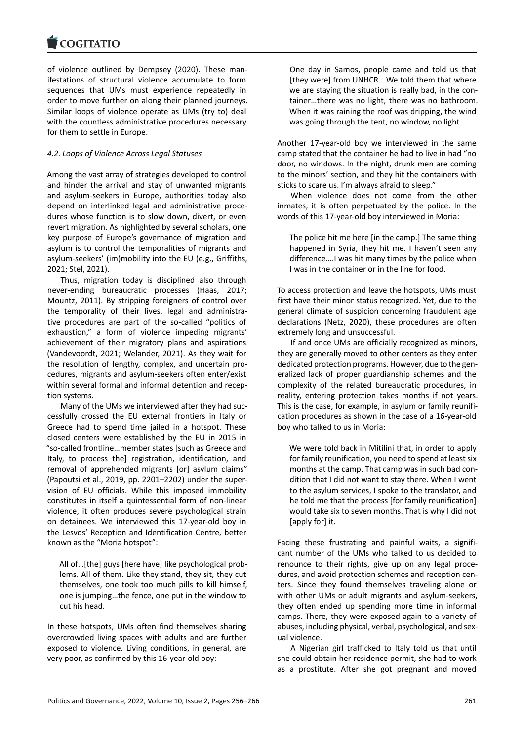of violence outlined by Dempsey (2020). These manifestations of structural violence accumulate to form sequences that UMs must experience repeatedly in order to move further on along their planned journeys. Similar loops of violence operate as UMs (try to) deal with the countless administrative procedures necessary for them to settle in Europe.

### 4.2. Loops of Violence Across Legal Statuses

Among the vast array of strategies developed to control and hinder the arrival and stay of unwanted migrants and asylum-seekers in Europe, authorities today also depend on interlinked legal and administrative procedures whose function is to slow down, divert, or even revert migration. As highlighted by several scholars, one key purpose of Europe's governance of migration and asylum is to control the temporalities of migrants and asylum-seekers' (im)mobility into the EU (e.g., Griffiths, 2021; Stel, 2021).

Thus, migration today is disciplined also through never-ending bureaucratic processes (Haas, 2017; Mountz, 2011). By stripping foreigners of control over the temporality of their lives, legal and administrative procedures are part of the so-called "politics of exhaustion," a form of violence impeding migrants' achievement of their migratory plans and aspirations (Vandevoordt, 2021; Welander, 2021). As they wait for the resolution of lengthy, complex, and uncertain procedures, migrants and asylum-seekers often enter/exist within several formal and informal detention and reception systems.

Many of the UMs we interviewed after they had successfully crossed the EU external frontiers in Italy or Greece had to spend time jailed in a hotspot. These closed centers were established by the EU in 2015 in "so-called frontline…member states [such as Greece and Italy, to process the] registration, identification, and removal of apprehended migrants [or] asylum claims" (Papoutsi et al., 2019, pp. 2201–2202) under the supervision of EU officials. While this imposed immobility constitutes in itself a quintessential form of non-linear violence, it often produces severe psychological strain on detainees. We interviewed this 17-year-old boy in the Lesvos' Reception and Identification Centre, better known as the "Moria hotspot":

> All of…[the] guys [here have] like psychological problems. All of them. Like they stand, they sit, they cut themselves, one took too much pills to kill himself, one is jumping…the fence, one put in the window to cut his head.

In these hotspots, UMs often find themselves sharing overcrowded living spaces with adults and are further exposed to violence. Living conditions, in general, are very poor, as confirmed by this 16-year-old boy:

> One day in Samos, people came and told us that [they were] from UNHCR….We told them that where we are staying the situation is really bad, in the container…there was no light, there was no bathroom. When it was raining the roof was dripping, the wind was going through the tent, no window, no light.

Another 17-year-old boy we interviewed in the same camp stated that the container he had to live in had "no door, no windows. In the night, drunk men are coming to the minors' section, and they hit the containers with sticks to scare us. I'm always afraid to sleep."

When violence does not come from the other inmates, it is often perpetuated by the police. In the words of this 17-year-old boy interviewed in Moria:

> The police hit me here [in the camp.] The same thing happened in Syria, they hit me. I haven't seen any difference….I was hit many times by the police when I was in the container or in the line for food.

To access protection and leave the hotspots, UMs must first have their minor status recognized. Yet, due to the general climate of suspicion concerning fraudulent age declarations (Netz, 2020), these procedures are often extremely long and unsuccessful.

If and once UMs are officially recognized as minors, they are generally moved to other centers as they enter dedicated protection programs. However, due to the generalized lack of proper guardianship schemes and the complexity of the related bureaucratic procedures, in reality, entering protection takes months if not years. This is the case, for example, in asylum or family reunification procedures as shown in the case of a 16-year-old boy who talked to us in Moria:

> We were told back in Mitilini that, in order to apply for family reunification, you need to spend at least six months at the camp. That camp was in such bad condition that I did not want to stay there. When I went to the asylum services, I spoke to the translator, and he told me that the process [for family reunification] would take six to seven months. That is why I did not [apply for] it.

Facing these frustrating and painful waits, a significant number of the UMs who talked to us decided to renounce to their rights, give up on any legal procedures, and avoid protection schemes and reception centers. Since they found themselves traveling alone or with other UMs or adult migrants and asylum-seekers, they often ended up spending more time in informal camps. There, they were exposed again to a variety of abuses, including physical, verbal, psychological, and sexual violence.

A Nigerian girl trafficked to Italy told us that until she could obtain her residence permit, she had to work as a prostitute. After she got pregnant and moved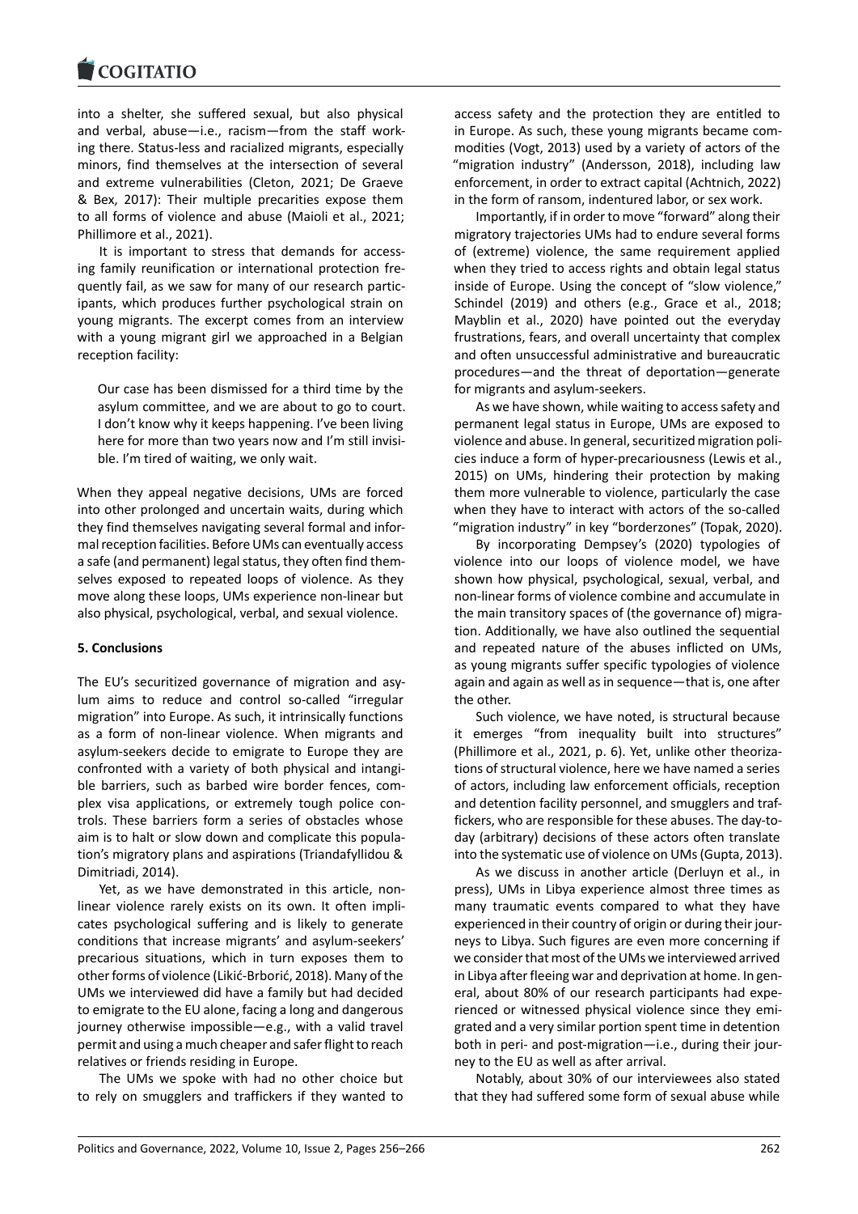into a shelter, she suffered sexual, but also physical and verbal, abuse—i.e., racism—from the staff working there. Status-less and racialized migrants, especially minors, find themselves at the intersection of several and extreme vulnerabilities (Cleton, 2021; De Graeve & Bex, 2017): Their multiple precarities expose them to all forms of violence and abuse (Maioli et al., 2021; Phillimore et al., 2021).

It is important to stress that demands for accessing family reunification or international protection frequently fail, as we saw for many of our research participants, which produces further psychological strain on young migrants. The excerpt comes from an interview with a young migrant girl we approached in a Belgian reception facility:

> Our case has been dismissed for a third time by the asylum committee, and we are about to go to court. I don't know why it keeps happening. I've been living here for more than two years now and I'm still invisible. I'm tired of waiting, we only wait.

When they appeal negative decisions, UMs are forced into other prolonged and uncertain waits, during which they find themselves navigating several formal and informal reception facilities. Before UMs can eventually access a safe (and permanent) legal status, they often find themselves exposed to repeated loops of violence. As they move along these loops, UMs experience non-linear but also physical, psychological, verbal, and sexual violence.

## 5. Conclusions

The EU's securitized governance of migration and asylum aims to reduce and control so-called "irregular migration" into Europe. As such, it intrinsically functions as a form of non-linear violence. When migrants and asylum-seekers decide to emigrate to Europe they are confronted with a variety of both physical and intangible barriers, such as barbed wire border fences, complex visa applications, or extremely tough police controls. These barriers form a series of obstacles whose aim is to halt or slow down and complicate this population's migratory plans and aspirations (Triandafyllidou & Dimitriadi, 2014).

Yet, as we have demonstrated in this article, non-linear violence rarely exists on its own. It often implicates psychological suffering and is likely to generate conditions that increase migrants' and asylum-seekers' precarious situations, which in turn exposes them to other forms of violence (Likić-Brborić, 2018). Many of the UMs we interviewed did have a family but had decided to emigrate to the EU alone, facing a long and dangerous journey otherwise impossible—e.g., with a valid travel permit and using a much cheaper and safer flight to reach relatives or friends residing in Europe.

The UMs we spoke with had no other choice but to rely on smugglers and traffickers if they wanted to access safety and the protection they are entitled to in Europe. As such, these young migrants became commodities (Vogt, 2013) used by a variety of actors of the "migration industry" (Andersson, 2018), including law enforcement, in order to extract capital (Achtnich, 2022) in the form of ransom, indentured labor, or sex work.

Importantly, if in order to move "forward" along their migratory trajectories UMs had to endure several forms of (extreme) violence, the same requirement applied when they tried to access rights and obtain legal status inside of Europe. Using the concept of "slow violence," Schindel (2019) and others (e.g., Grace et al., 2018; Mayblin et al., 2020) have pointed out the everyday frustrations, fears, and overall uncertainty that complex and often unsuccessful administrative and bureaucratic procedures—and the threat of deportation—generate for migrants and asylum-seekers.

As we have shown, while waiting to access safety and permanent legal status in Europe, UMs are exposed to violence and abuse. In general, securitized migration policies induce a form of hyper-precariousness (Lewis et al., 2015) on UMs, hindering their protection by making them more vulnerable to violence, particularly the case when they have to interact with actors of the so-called "migration industry" in key "borderzones" (Topak, 2020).

By incorporating Dempsey's (2020) typologies of violence into our loops of violence model, we have shown how physical, psychological, sexual, verbal, and non-linear forms of violence combine and accumulate in the main transitory spaces of (the governance of) migration. Additionally, we have also outlined the sequential and repeated nature of the abuses inflicted on UMs, as young migrants suffer specific typologies of violence again and again as well as in sequence—that is, one after the other.

Such violence, we have noted, is structural because it emerges "from inequality built into structures" (Phillimore et al., 2021, p. 6). Yet, unlike other theorizations of structural violence, here we have named a series of actors, including law enforcement officials, reception and detention facility personnel, and smugglers and traffickers, who are responsible for these abuses. The day-to-day (arbitrary) decisions of these actors often translate into the systematic use of violence on UMs (Gupta, 2013).

As we discuss in another article (Derluyn et al., in press), UMs in Libya experience almost three times as many traumatic events compared to what they have experienced in their country of origin or during their journeys to Libya. Such figures are even more concerning if we consider that most of the UMs we interviewed arrived in Libya after fleeing war and deprivation at home. In general, about 80% of our research participants had experienced or witnessed physical violence since they emigrated and a very similar portion spent time in detention both in peri- and post-migration—i.e., during their journey to the EU as well as after arrival.

Notably, about 30% of our interviewees also stated that they had suffered some form of sexual abuse while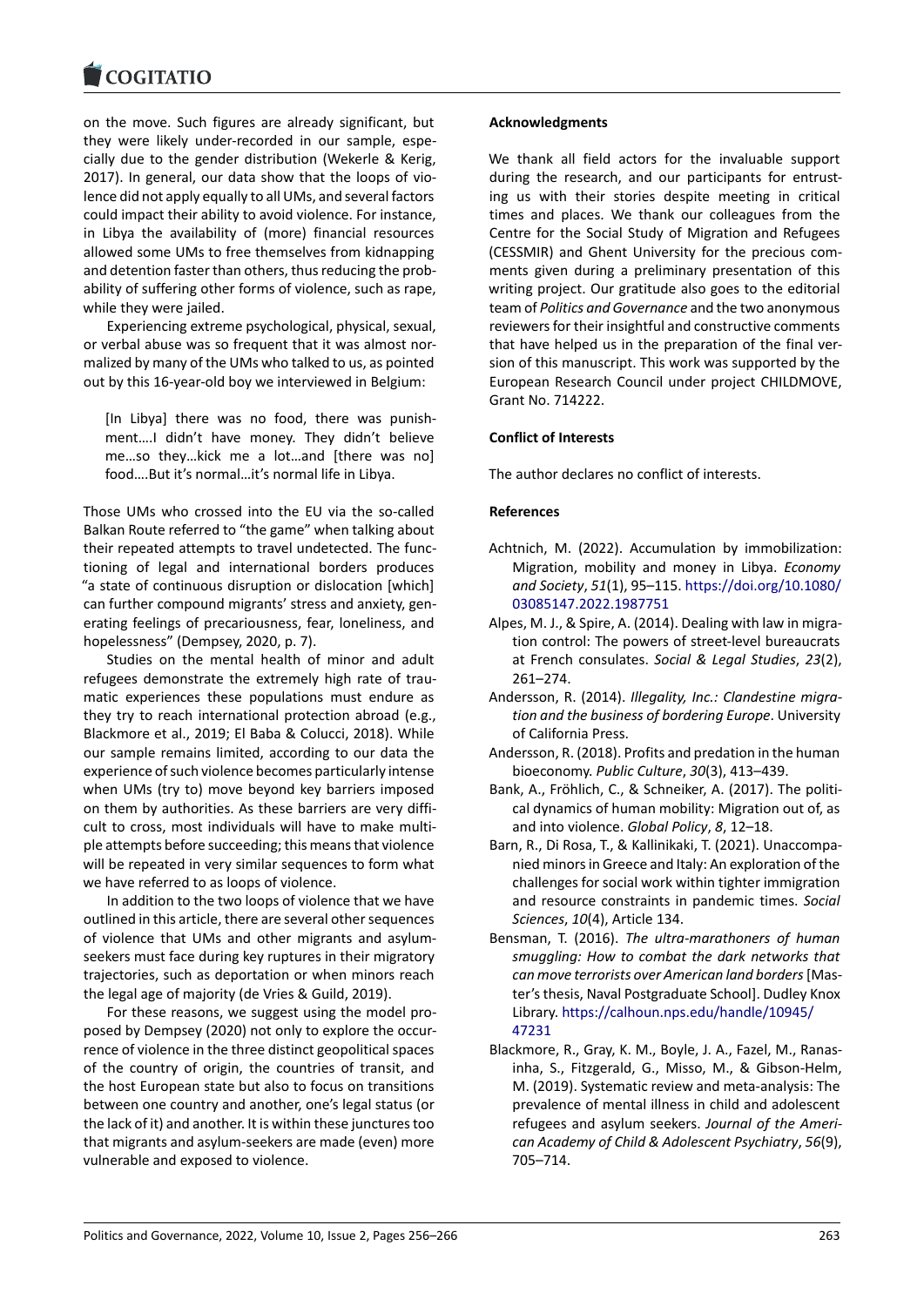on the move. Such figures are already significant, but they were likely under-recorded in our sample, especially due to the gender distribution (Wekerle & Kerig, 2017). In general, our data show that the loops of violence did not apply equally to all UMs, and several factors could impact their ability to avoid violence. For instance, in Libya the availability of (more) financial resources allowed some UMs to free themselves from kidnapping and detention faster than others, thus reducing the probability of suffering other forms of violence, such as rape, while they were jailed.

Experiencing extreme psychological, physical, sexual, or verbal abuse was so frequent that it was almost normalized by many of the UMs who talked to us, as pointed out by this 16-year-old boy we interviewed in Belgium:

> [In Libya] there was no food, there was punishment….I didn't have money. They didn't believe me…so they…kick me a lot…and [there was no] food….But it's normal…it's normal life in Libya.

Those UMs who crossed into the EU via the so-called Balkan Route referred to "the game" when talking about their repeated attempts to travel undetected. The functioning of legal and international borders produces "a state of continuous disruption or dislocation [which] can further compound migrants' stress and anxiety, generating feelings of precariousness, fear, loneliness, and hopelessness" (Dempsey, 2020, p. 7).

Studies on the mental health of minor and adult refugees demonstrate the extremely high rate of traumatic experiences these populations must endure as they try to reach international protection abroad (e.g., Blackmore et al., 2019; El Baba & Colucci, 2018). While our sample remains limited, according to our data the experience of such violence becomes particularly intense when UMs (try to) move beyond key barriers imposed on them by authorities. As these barriers are very difficult to cross, most individuals will have to make multiple attempts before succeeding; this means that violence will be repeated in very similar sequences to form what we have referred to as loops of violence.

In addition to the two loops of violence that we have outlined in this article, there are several other sequences of violence that UMs and other migrants and asylum-seekers must face during key ruptures in their migratory trajectories, such as deportation or when minors reach the legal age of majority (de Vries & Guild, 2019).

For these reasons, we suggest using the model proposed by Dempsey (2020) not only to explore the occurrence of violence in the three distinct geopolitical spaces of the country of origin, the countries of transit, and the host European state but also to focus on transitions between one country and another, one's legal status (or the lack of it) and another. It is within these junctures too that migrants and asylum-seekers are made (even) more vulnerable and exposed to violence.

## Acknowledgments

We thank all field actors for the invaluable support during the research, and our participants for entrusting us with their stories despite meeting in critical times and places. We thank our colleagues from the Centre for the Social Study of Migration and Refugees (CESSMIR) and Ghent University for the precious comments given during a preliminary presentation of this writing project. Our gratitude also goes to the editorial team of *Politics and Governance* and the two anonymous reviewers for their insightful and constructive comments that have helped us in the preparation of the final version of this manuscript. This work was supported by the European Research Council under project CHILDMOVE, Grant No. 714222.

## Conflict of Interests

The author declares no conflict of interests.

## References

Achtnich, M. (2022). Accumulation by immobilization: Migration, mobility and money in Libya. *Economy and Society*, *51*(1), 95–115. https://doi.org/10.1080/03085147.2022.1987751

Alpes, M. J., & Spire, A. (2014). Dealing with law in migration control: The powers of street-level bureaucrats at French consulates. *Social & Legal Studies*, *23*(2), 261–274.

Andersson, R. (2014). *Illegality, Inc.: Clandestine migration and the business of bordering Europe*. University of California Press.

Andersson, R. (2018). Profits and predation in the human bioeconomy. *Public Culture*, *30*(3), 413–439.

Bank, A., Fröhlich, C., & Schneiker, A. (2017). The political dynamics of human mobility: Migration out of, as and into violence. *Global Policy*, *8*, 12–18.

Barn, R., Di Rosa, T., & Kallinikaki, T. (2021). Unaccompanied minors in Greece and Italy: An exploration of the challenges for social work within tighter immigration and resource constraints in pandemic times. *Social Sciences*, *10*(4), Article 134.

Bensman, T. (2016). *The ultra-marathoners of human smuggling: How to combat the dark networks that can move terrorists over American land borders* [Master's thesis, Naval Postgraduate School]. Dudley Knox Library. https://calhoun.nps.edu/handle/10945/47231

Blackmore, R., Gray, K. M., Boyle, J. A., Fazel, M., Ranasinha, S., Fitzgerald, G., Misso, M., & Gibson-Helm, M. (2019). Systematic review and meta-analysis: The prevalence of mental illness in child and adolescent refugees and asylum seekers. *Journal of the American Academy of Child & Adolescent Psychiatry*, *56*(9), 705–714.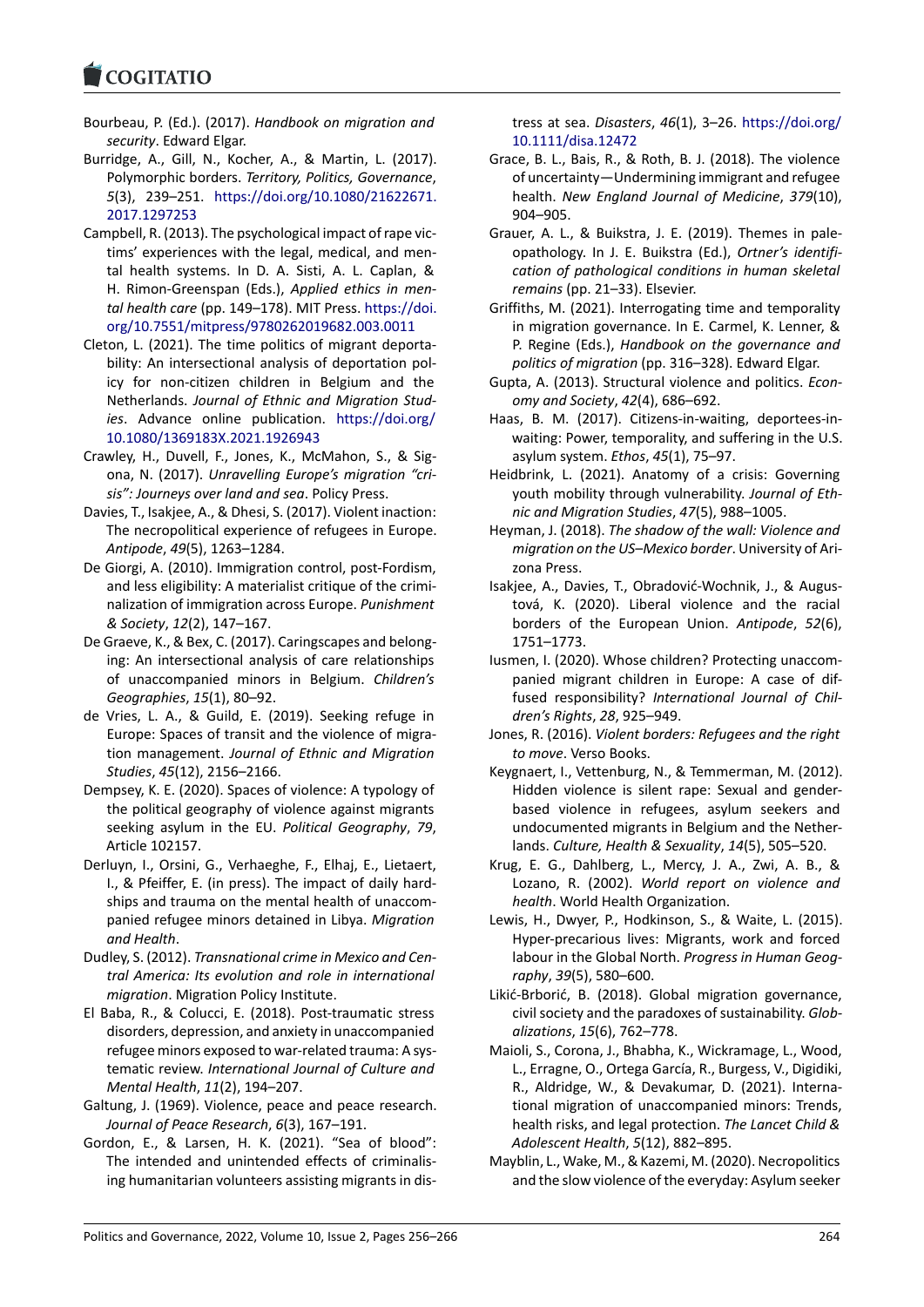Bourbeau, P. (Ed.). (2017). *Handbook on migration and security*. Edward Elgar.

Burridge, A., Gill, N., Kocher, A., & Martin, L. (2017). Polymorphic borders. *Territory, Politics, Governance*, *5*(3), 239–251. https://doi.org/10.1080/21622671.2017.1297253

Campbell, R. (2013). The psychological impact of rape victims' experiences with the legal, medical, and mental health systems. In D. A. Sisti, A. L. Caplan, & H. Rimon-Greenspan (Eds.), *Applied ethics in mental health care* (pp. 149–178). MIT Press. https://doi.org/10.7551/mitpress/9780262019682.003.0011

Cleton, L. (2021). The time politics of migrant deportability: An intersectional analysis of deportation policy for non-citizen children in Belgium and the Netherlands. *Journal of Ethnic and Migration Studies*. Advance online publication. https://doi.org/10.1080/1369183X.2021.1926943

Crawley, H., Duvell, F., Jones, K., McMahon, S., & Sigona, N. (2017). *Unravelling Europe's migration "crisis": Journeys over land and sea*. Policy Press.

Davies, T., Isakjee, A., & Dhesi, S. (2017). Violent inaction: The necropolitical experience of refugees in Europe. *Antipode*, *49*(5), 1263–1284.

De Giorgi, A. (2010). Immigration control, post-Fordism, and less eligibility: A materialist critique of the criminalization of immigration across Europe. *Punishment & Society*, *12*(2), 147–167.

De Graeve, K., & Bex, C. (2017). Caringscapes and belonging: An intersectional analysis of care relationships of unaccompanied minors in Belgium. *Children's Geographies*, *15*(1), 80–92.

de Vries, L. A., & Guild, E. (2019). Seeking refuge in Europe: Spaces of transit and the violence of migration management. *Journal of Ethnic and Migration Studies*, *45*(12), 2156–2166.

Dempsey, K. E. (2020). Spaces of violence: A typology of the political geography of violence against migrants seeking asylum in the EU. *Political Geography*, *79*, Article 102157.

Derluyn, I., Orsini, G., Verhaeghe, F., Elhaj, E., Lietaert, I., & Pfeiffer, E. (in press). The impact of daily hardships and trauma on the mental health of unaccompanied refugee minors detained in Libya. *Migration and Health*.

Dudley, S. (2012). *Transnational crime in Mexico and Central America: Its evolution and role in international migration*. Migration Policy Institute.

El Baba, R., & Colucci, E. (2018). Post-traumatic stress disorders, depression, and anxiety in unaccompanied refugee minors exposed to war-related trauma: A systematic review. *International Journal of Culture and Mental Health*, *11*(2), 194–207.

Galtung, J. (1969). Violence, peace and peace research. *Journal of Peace Research*, *6*(3), 167–191.

Gordon, E., & Larsen, H. K. (2021). "Sea of blood": The intended and unintended effects of criminalising humanitarian volunteers assisting migrants in distress at sea. *Disasters*, *46*(1), 3–26. https://doi.org/10.1111/disa.12472

Grace, B. L., Bais, R., & Roth, B. J. (2018). The violence of uncertainty—Undermining immigrant and refugee health. *New England Journal of Medicine*, *379*(10), 904–905.

Grauer, A. L., & Buikstra, J. E. (2019). Themes in paleopathology. In J. E. Buikstra (Ed.), *Ortner's identification of pathological conditions in human skeletal remains* (pp. 21–33). Elsevier.

Griffiths, M. (2021). Interrogating time and temporality in migration governance. In E. Carmel, K. Lenner, & P. Regine (Eds.), *Handbook on the governance and politics of migration* (pp. 316–328). Edward Elgar.

Gupta, A. (2013). Structural violence and politics. *Economy and Society*, *42*(4), 686–692.

Haas, B. M. (2017). Citizens-in-waiting, deportees-in-waiting: Power, temporality, and suffering in the U.S. asylum system. *Ethos*, *45*(1), 75–97.

Heidbrink, L. (2021). Anatomy of a crisis: Governing youth mobility through vulnerability. *Journal of Ethnic and Migration Studies*, *47*(5), 988–1005.

Heyman, J. (2018). *The shadow of the wall: Violence and migration on the US–Mexico border*. University of Arizona Press.

Isakjee, A., Davies, T., Obradović-Wochnik, J., & Augustová, K. (2020). Liberal violence and the racial borders of the European Union. *Antipode*, *52*(6), 1751–1773.

Iusmen, I. (2020). Whose children? Protecting unaccompanied migrant children in Europe: A case of diffused responsibility? *International Journal of Children's Rights*, *28*, 925–949.

Jones, R. (2016). *Violent borders: Refugees and the right to move*. Verso Books.

Keygnaert, I., Vettenburg, N., & Temmerman, M. (2012). Hidden violence is silent rape: Sexual and gender-based violence in refugees, asylum seekers and undocumented migrants in Belgium and the Netherlands. *Culture, Health & Sexuality*, *14*(5), 505–520.

Krug, E. G., Dahlberg, L., Mercy, J. A., Zwi, A. B., & Lozano, R. (2002). *World report on violence and health*. World Health Organization.

Lewis, H., Dwyer, P., Hodkinson, S., & Waite, L. (2015). Hyper-precarious lives: Migrants, work and forced labour in the Global North. *Progress in Human Geography*, *39*(5), 580–600.

Likić-Brborić, B. (2018). Global migration governance, civil society and the paradoxes of sustainability. *Globalizations*, *15*(6), 762–778.

Maioli, S., Corona, J., Bhabha, K., Wickramage, L., Wood, L., Erragne, O., Ortega García, R., Burgess, V., Digidiki, R., Aldridge, W., & Devakumar, D. (2021). International migration of unaccompanied minors: Trends, health risks, and legal protection. *The Lancet Child & Adolescent Health*, *5*(12), 882–895.

Mayblin, L., Wake, M., & Kazemi, M. (2020). Necropolitics and the slow violence of the everyday: Asylum seeker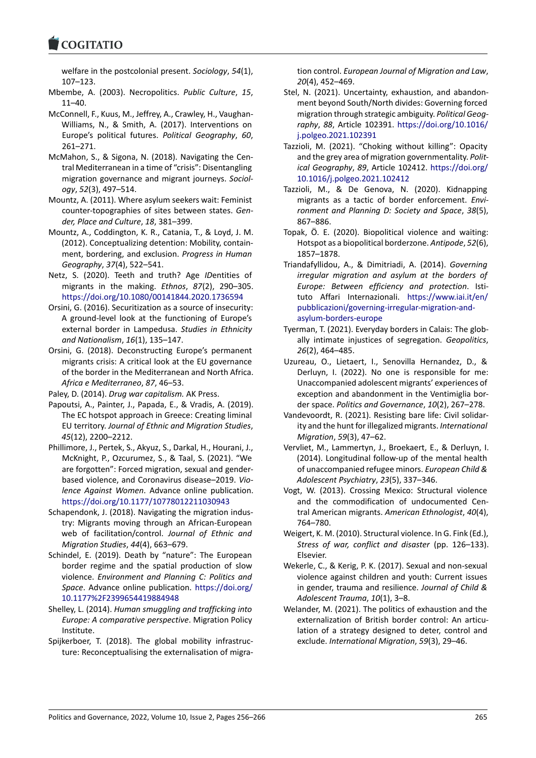welfare in the postcolonial present. *Sociology*, *54*(1), 107–123.

Mbembe, A. (2003). Necropolitics. *Public Culture*, *15*, 11–40.

McConnell, F., Kuus, M., Jeffrey, A., Crawley, H., Vaughan-Williams, N., & Smith, A. (2017). Interventions on Europe's political futures. *Political Geography*, *60*, 261–271.

McMahon, S., & Sigona, N. (2018). Navigating the Central Mediterranean in a time of "crisis": Disentangling migration governance and migrant journeys. *Sociology*, *52*(3), 497–514.

Mountz, A. (2011). Where asylum seekers wait: Feminist counter-topographies of sites between states. *Gender, Place and Culture*, *18*, 381–399.

Mountz, A., Coddington, K. R., Catania, T., & Loyd, J. M. (2012). Conceptualizing detention: Mobility, containment, bordering, and exclusion. *Progress in Human Geography*, *37*(4), 522–541.

Netz, S. (2020). Teeth and truth? Age *ID*entities of migrants in the making. *Ethnos*, *87*(2), 290–305. https://doi.org/10.1080/00141844.2020.1736594

Orsini, G. (2016). Securitization as a source of insecurity: A ground-level look at the functioning of Europe's external border in Lampedusa. *Studies in Ethnicity and Nationalism*, *16*(1), 135–147.

Orsini, G. (2018). Deconstructing Europe's permanent migrants crisis: A critical look at the EU governance of the border in the Mediterranean and North Africa. *Africa e Mediterraneo*, *87*, 46–53.

Paley, D. (2014). *Drug war capitalism.* AK Press.

Papoutsi, A., Painter, J., Papada, E., & Vradis, A. (2019). The EC hotspot approach in Greece: Creating liminal EU territory. *Journal of Ethnic and Migration Studies*, *45*(12), 2200–2212.

Phillimore, J., Pertek, S., Akyuz, S., Darkal, H., Hourani, J., McKnight, P., Ozcurumez, S., & Taal, S. (2021). "We are forgotten": Forced migration, sexual and gender-based violence, and Coronavirus disease–2019. *Violence Against Women*. Advance online publication. https://doi.org/10.1177/10778012211030943

Schapendonk, J. (2018). Navigating the migration industry: Migrants moving through an African-European web of facilitation/control. *Journal of Ethnic and Migration Studies*, *44*(4), 663–679.

Schindel, E. (2019). Death by "nature": The European border regime and the spatial production of slow violence. *Environment and Planning C: Politics and Space*. Advance online publication. https://doi.org/10.1177%2F2399654419884948

Shelley, L. (2014). *Human smuggling and trafficking into Europe: A comparative perspective*. Migration Policy Institute.

Spijkerboer, T. (2018). The global mobility infrastructure: Reconceptualising the externalisation of migration control. *European Journal of Migration and Law*, *20*(4), 452–469.

Stel, N. (2021). Uncertainty, exhaustion, and abandonment beyond South/North divides: Governing forced migration through strategic ambiguity. *Political Geography*, *88*, Article 102391. https://doi.org/10.1016/j.polgeo.2021.102391

Tazzioli, M. (2021). "Choking without killing": Opacity and the grey area of migration governmentality. *Political Geography*, *89*, Article 102412. https://doi.org/10.1016/j.polgeo.2021.102412

Tazzioli, M., & De Genova, N. (2020). Kidnapping migrants as a tactic of border enforcement. *Environment and Planning D: Society and Space*, *38*(5), 867–886.

Topak, Ö. E. (2020). Biopolitical violence and waiting: Hotspot as a biopolitical borderzone. *Antipode*, *52*(6), 1857–1878.

Triandafyllidou, A., & Dimitriadi, A. (2014). *Governing irregular migration and asylum at the borders of Europe: Between efficiency and protection*. Istituto Affari Internazionali. https://www.iai.it/en/pubblicazioni/governing-irregular-migration-and-asylum-borders-europe

Tyerman, T. (2021). Everyday borders in Calais: The globally intimate injustices of segregation. *Geopolitics*, *26*(2), 464–485.

Uzureau, O., Lietaert, I., Senovilla Hernandez, D., & Derluyn, I. (2022). No one is responsible for me: Unaccompanied adolescent migrants' experiences of exception and abandonment in the Ventimiglia border space. *Politics and Governance*, *10*(2), 267–278.

Vandevoordt, R. (2021). Resisting bare life: Civil solidarity and the hunt for illegalized migrants. *International Migration*, *59*(3), 47–62.

Vervliet, M., Lammertyn, J., Broekaert, E., & Derluyn, I. (2014). Longitudinal follow-up of the mental health of unaccompanied refugee minors. *European Child & Adolescent Psychiatry*, *23*(5), 337–346.

Vogt, W. (2013). Crossing Mexico: Structural violence and the commodification of undocumented Central American migrants. *American Ethnologist*, *40*(4), 764–780.

Weigert, K. M. (2010). Structural violence. In G. Fink (Ed.), *Stress of war, conflict and disaster* (pp. 126–133). Elsevier.

Wekerle, C., & Kerig, P. K. (2017). Sexual and non-sexual violence against children and youth: Current issues in gender, trauma and resilience. *Journal of Child & Adolescent Trauma*, *10*(1), 3–8.

Welander, M. (2021). The politics of exhaustion and the externalization of British border control: An articulation of a strategy designed to deter, control and exclude. *International Migration*, *59*(3), 29–46.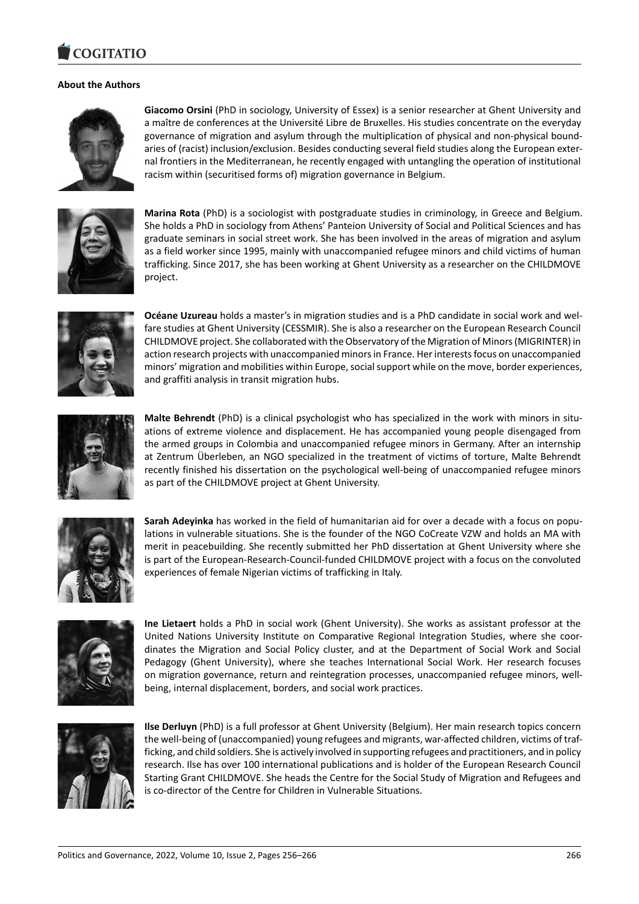### About the Authors

**Giacomo Orsini** (PhD in sociology, University of Essex) is a senior researcher at Ghent University and a maître de conferences at the Université Libre de Bruxelles. His studies concentrate on the everyday governance of migration and asylum through the multiplication of physical and non-physical boundaries of (racist) inclusion/exclusion. Besides conducting several field studies along the European external frontiers in the Mediterranean, he recently engaged with untangling the operation of institutional racism within (securitised forms of) migration governance in Belgium.

**Marina Rota** (PhD) is a sociologist with postgraduate studies in criminology, in Greece and Belgium. She holds a PhD in sociology from Athens' Panteion University of Social and Political Sciences and has graduate seminars in social street work. She has been involved in the areas of migration and asylum as a field worker since 1995, mainly with unaccompanied refugee minors and child victims of human trafficking. Since 2017, she has been working at Ghent University as a researcher on the CHILDMOVE project.

**Océane Uzureau** holds a master's in migration studies and is a PhD candidate in social work and welfare studies at Ghent University (CESSMIR). She is also a researcher on the European Research Council CHILDMOVE project. She collaborated with the Observatory of the Migration of Minors (MIGRINTER) in action research projects with unaccompanied minors in France. Her interests focus on unaccompanied minors' migration and mobilities within Europe, social support while on the move, border experiences, and graffiti analysis in transit migration hubs.

**Malte Behrendt** (PhD) is a clinical psychologist who has specialized in the work with minors in situations of extreme violence and displacement. He has accompanied young people disengaged from the armed groups in Colombia and unaccompanied refugee minors in Germany. After an internship at Zentrum Überleben, an NGO specialized in the treatment of victims of torture, Malte Behrendt recently finished his dissertation on the psychological well-being of unaccompanied refugee minors as part of the CHILDMOVE project at Ghent University.

**Sarah Adeyinka** has worked in the field of humanitarian aid for over a decade with a focus on populations in vulnerable situations. She is the founder of the NGO CoCreate VZW and holds an MA with merit in peacebuilding. She recently submitted her PhD dissertation at Ghent University where she is part of the European-Research-Council-funded CHILDMOVE project with a focus on the convoluted experiences of female Nigerian victims of trafficking in Italy.

**Ine Lietaert** holds a PhD in social work (Ghent University). She works as assistant professor at the United Nations University Institute on Comparative Regional Integration Studies, where she coordinates the Migration and Social Policy cluster, and at the Department of Social Work and Social Pedagogy (Ghent University), where she teaches International Social Work. Her research focuses on migration governance, return and reintegration processes, unaccompanied refugee minors, well-being, internal displacement, borders, and social work practices.

**Ilse Derluyn** (PhD) is a full professor at Ghent University (Belgium). Her main research topics concern the well-being of (unaccompanied) young refugees and migrants, war-affected children, victims of trafficking, and child soldiers. She is actively involved in supporting refugees and practitioners, and in policy research. Ilse has over 100 international publications and is holder of the European Research Council Starting Grant CHILDMOVE. She heads the Centre for the Social Study of Migration and Refugees and is co-director of the Centre for Children in Vulnerable Situations.